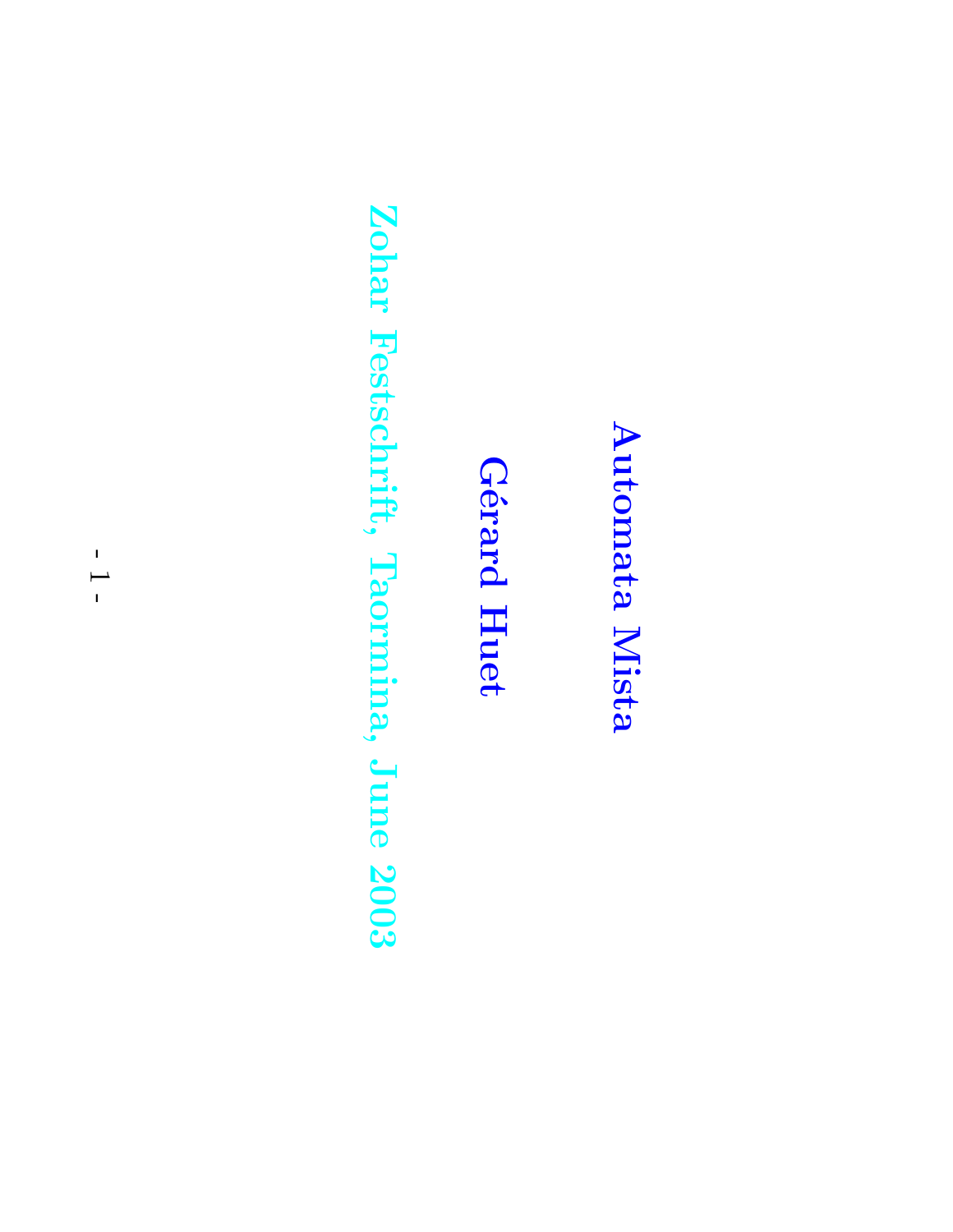# Automata Mista

**Gérard Huet**

**Zohar Festschrift, Taormina, June 2003**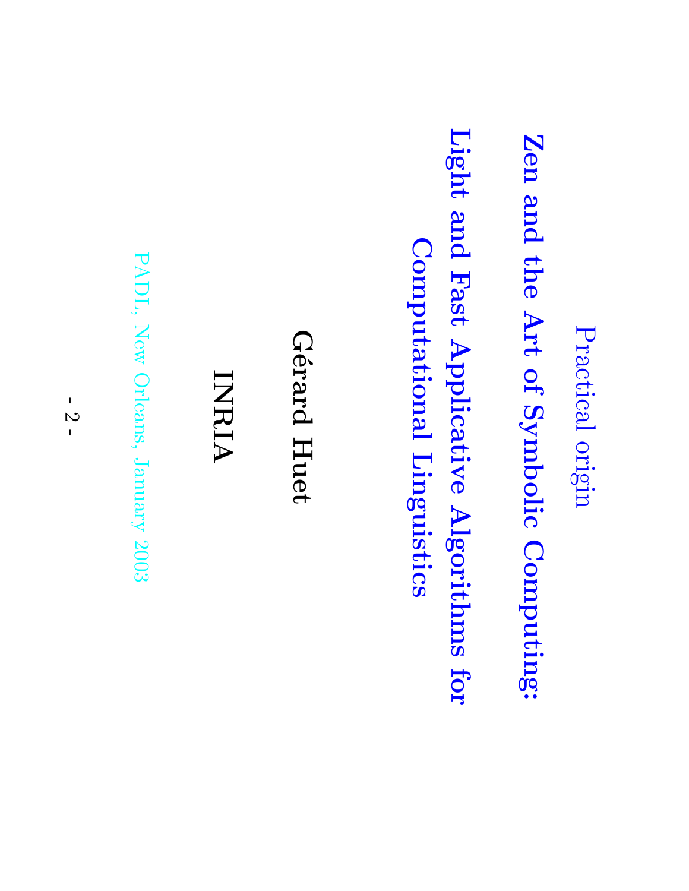Practical origin

# Zen and the Art of Symbolic Computing: Light and Fast Applicative Algorithms for Computational Linguistics

**Gérard Huet**

**INRIA**

PADL, New Orleans, January 2003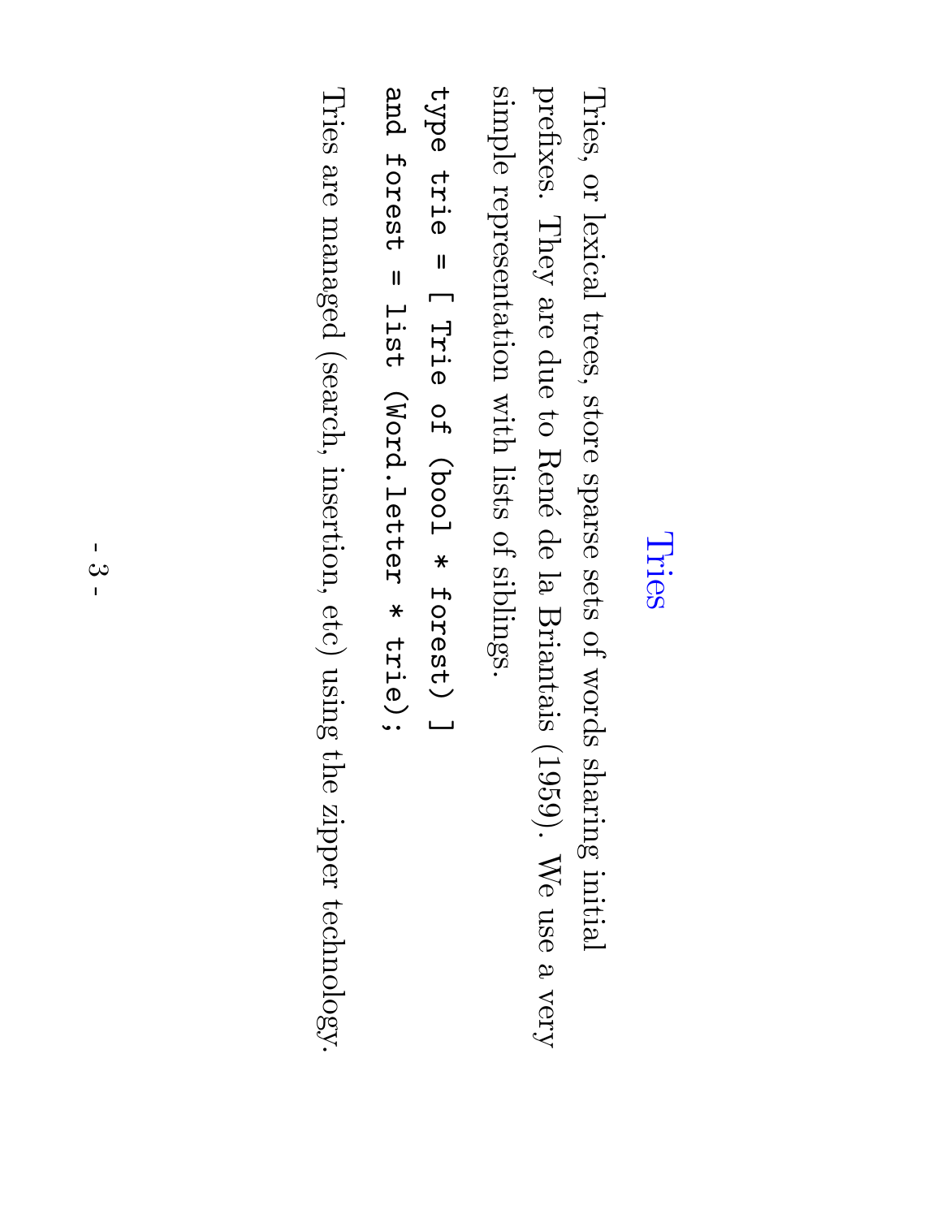# Tries

Tries, or lexical trees, store sparse sets of words sharing initial prefixes. They are due to René de la Briantais (1959). We use a very simple representation with lists of siblings.

```
type trie = [ Trie of (bool * forest) ]
and forest = list (Word.letter * trie);
```

Tries are managed (search, insertion, etc) using the zipper technology.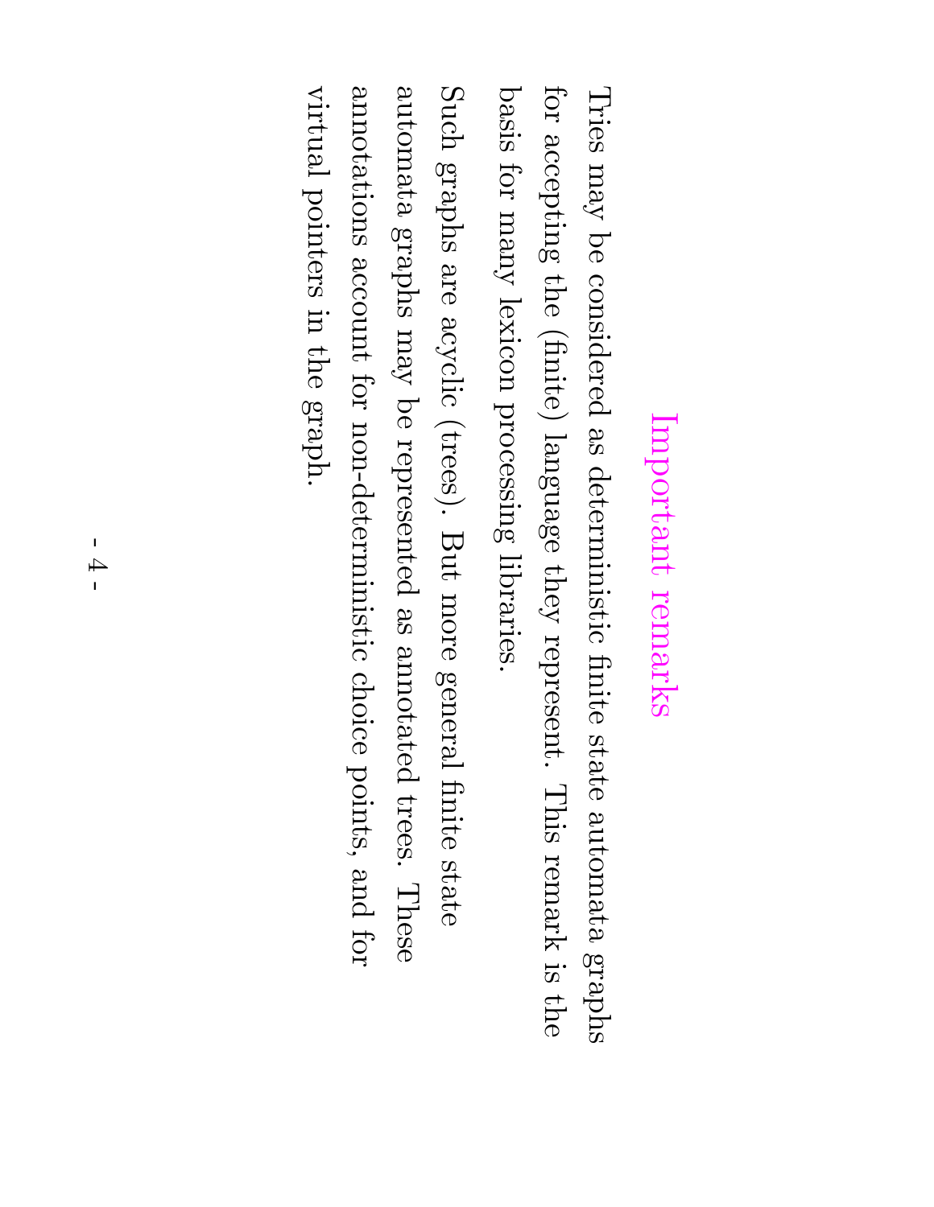# Important remarks

Tries may be considered as deterministic finite state automata graphs for accepting the (finite) language they represent. This remark is the basis for many lexicon processing libraries.

Such graphs are acyclic (trees). But more general finite state automata graphs may be represented as annotated trees. These annotations account for non-deterministic choice points, and for virtual pointers in the graph.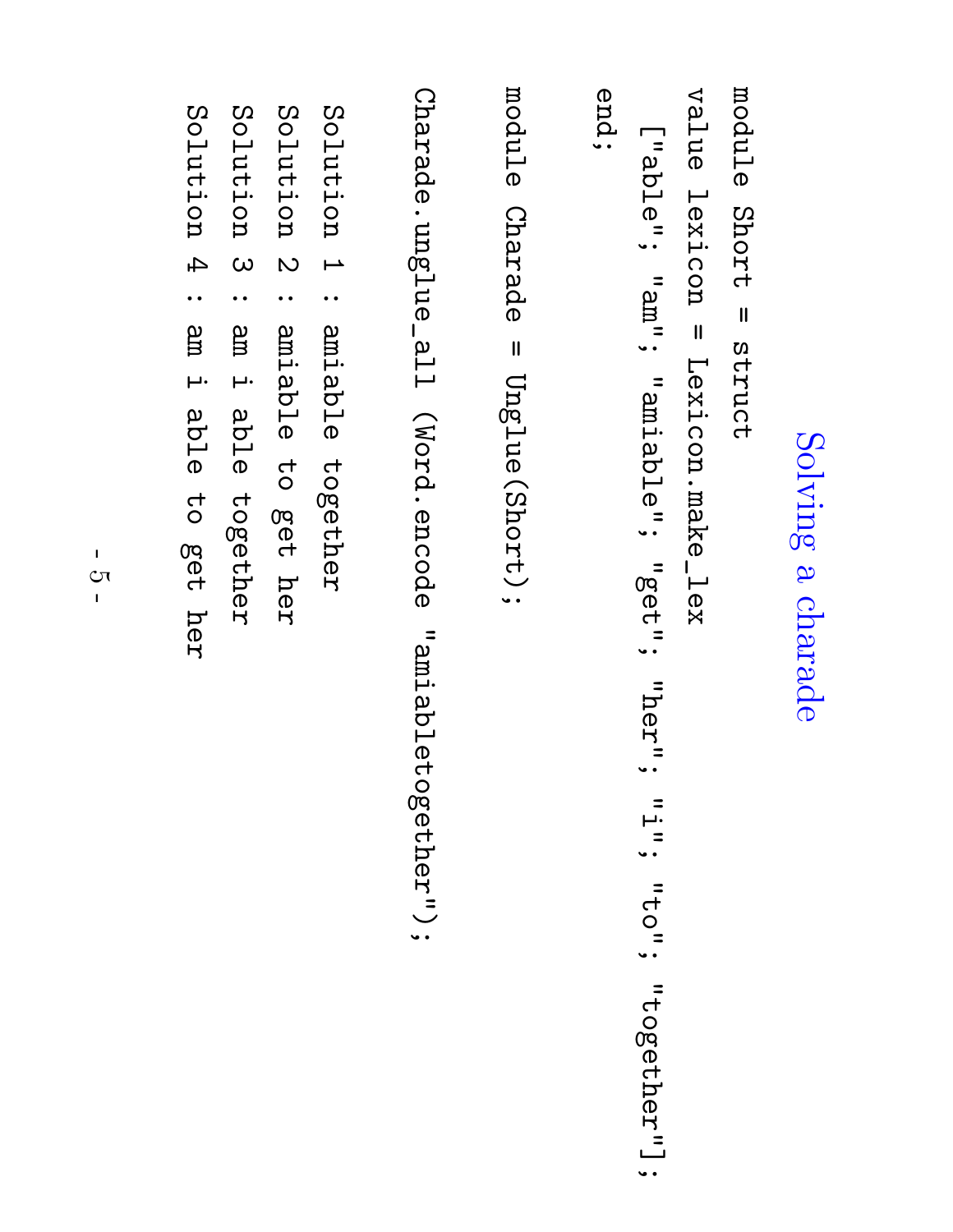# Solving a charade

```
module Short = struct
value lexicon = Lexicon.make_lex
  ["able"; "am"; "amiable"; "get"; "her"; "i"; "to"; "together"];
end;

module Charade = Unglue(Short);

Charade.unglue_all (Word.encode "amiabletogether");

Solution 1 : amiable together
Solution 2 : amiable to get her
Solution 3 : am i able together
Solution 4 : am i able to get her
```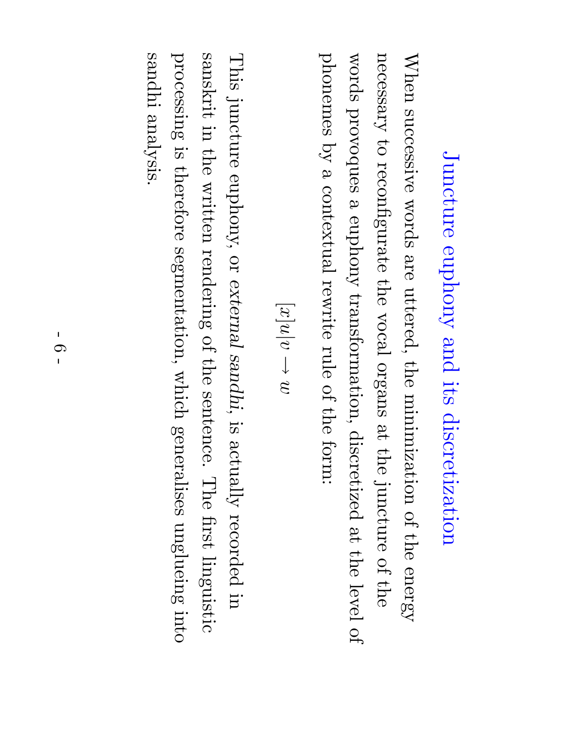# Juncture euphony and its discretization

When successive words are uttered, the minimization of the energy necessary to reconfigurate the vocal organs at the juncture of the words provoques a euphony transformation, discretized at the level of phonemes by a contextual rewrite rule of the form:

$$[x]u|v \rightarrow w$$

This juncture euphony, or *external sandhi*, is actually recorded in sanskrit in the written rendering of the sentence. The first linguistic processing is therefore segmentation, which generalises unglueing into sandhi analysis.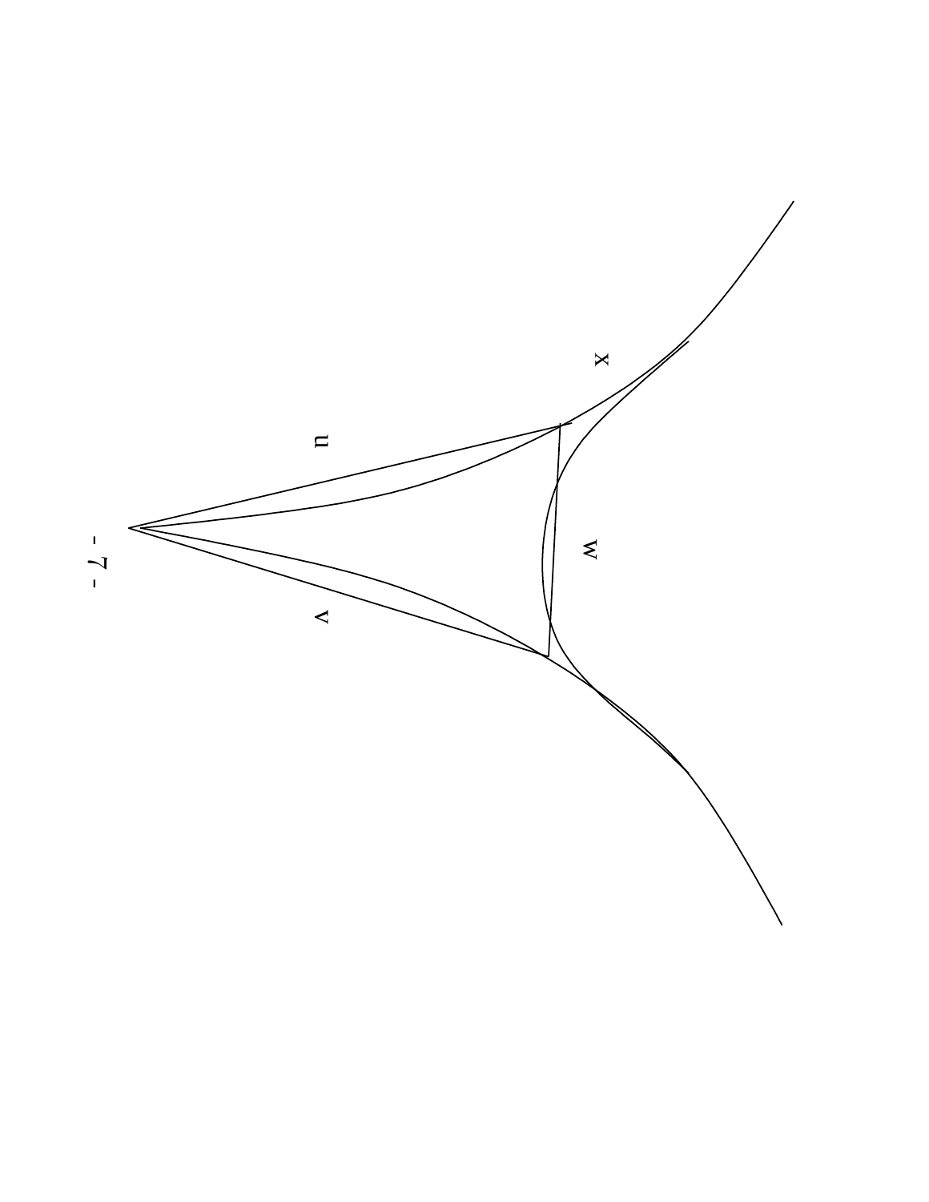u

v

w

x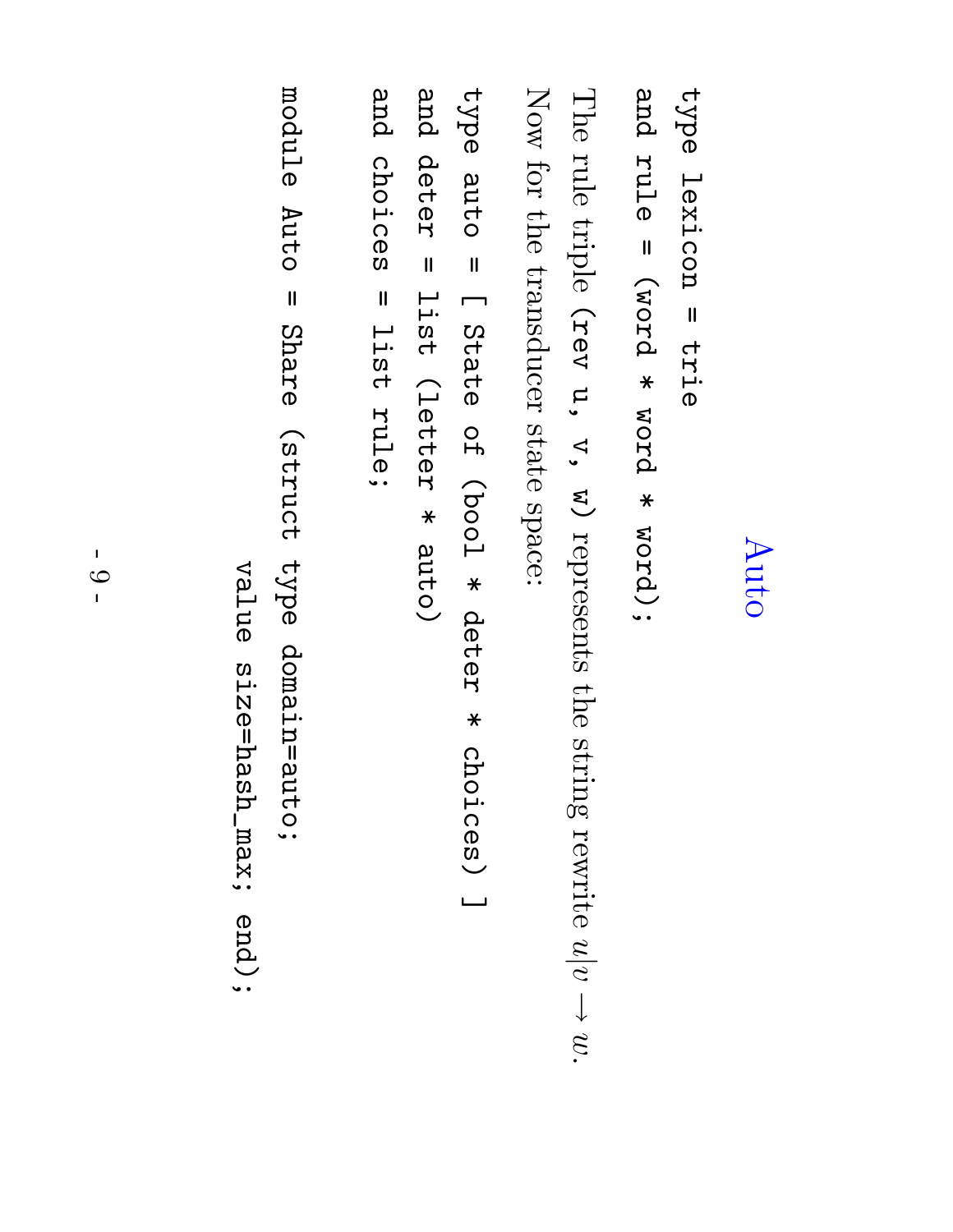# Auto

```
type lexicon = trie
and rule = (word * word * word);
```

The rule triple (rev u, v, w) represents the string rewrite $u|v \rightarrow w$.

Now for the transducer state space:

```
type auto = [ State of (bool * deter * choices) ]
and deter = list (letter * auto)
and choices = list rule;

module Auto = Share (struct type domain=auto;
                    value size=hash_max; end);
```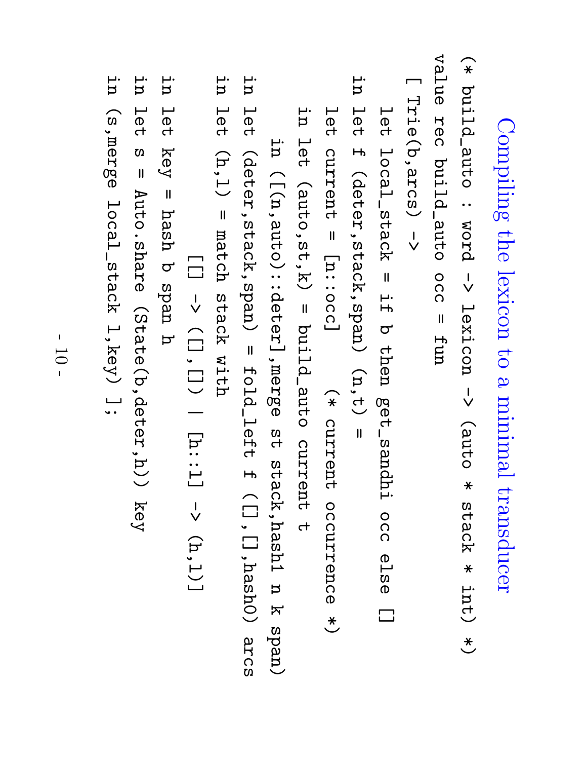# Compiling the lexicon to a minimal transducer

```
(* build_auto : word -> lexicon -> (auto * stack * int) *)
value rec build_auto occ = fun
  [ Trie(b,arcs) ->
    let local_stack = if b then get_sandhi occ else []
    in let f (deter,stack,span) (n,t) =
      let current = [n::occ]     (* current occurrence *)
      in let (auto,st,k) = build_auto current t
        in ([(n,auto)::deter],merge st stack,hash1 n k span)
    in let (deter,stack,span) = fold_left f ([],[],hash0) arcs
    in let (h,l) = match stack with
                [] -> ([],[]) | [h::l] -> (h,l)]
    in let key = hash b span h
    in let s = Auto.share (State(b,deter,h)) key
    in (s,merge local_stack l,key) ];
```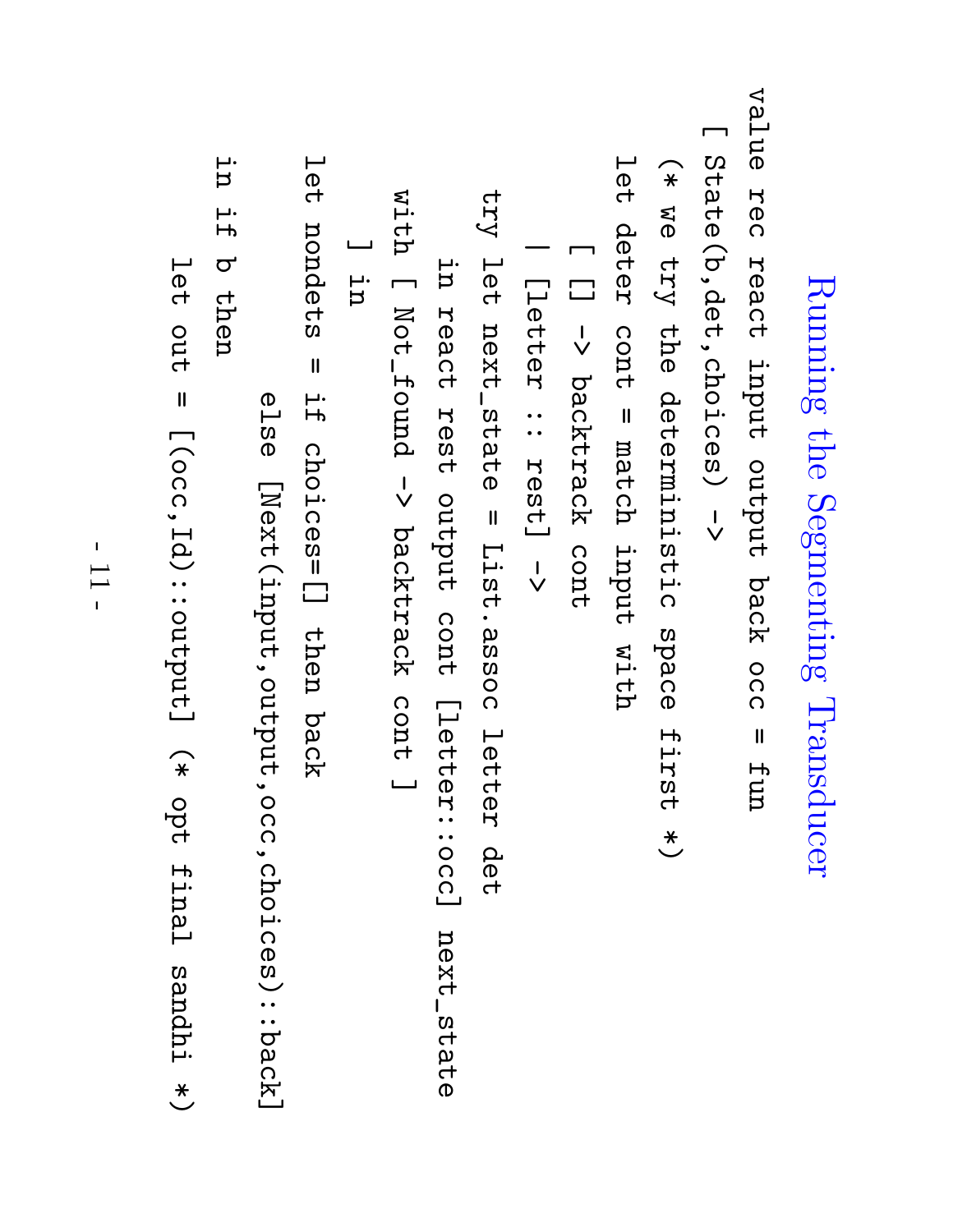# Running the Segmenting Transducer

```
value rec react input output back occ = fun
  [ State(b,det,choices) ->
    (* we try the deterministic space first *)
    let deter cont = match input with
      [ [] -> backtrack cont
      | [letter :: rest] ->
        try let next_state = List.assoc letter det
            in react rest output cont [letter::occ] next_state
        with [ Not_found -> backtrack cont ]
      ] in
    let nondets = if choices=[] then back
                  else [Next(input,output,occ,choices)::back]
    in if b then
      let out = [(occ,Id)::output] (* opt final sandhi *)
```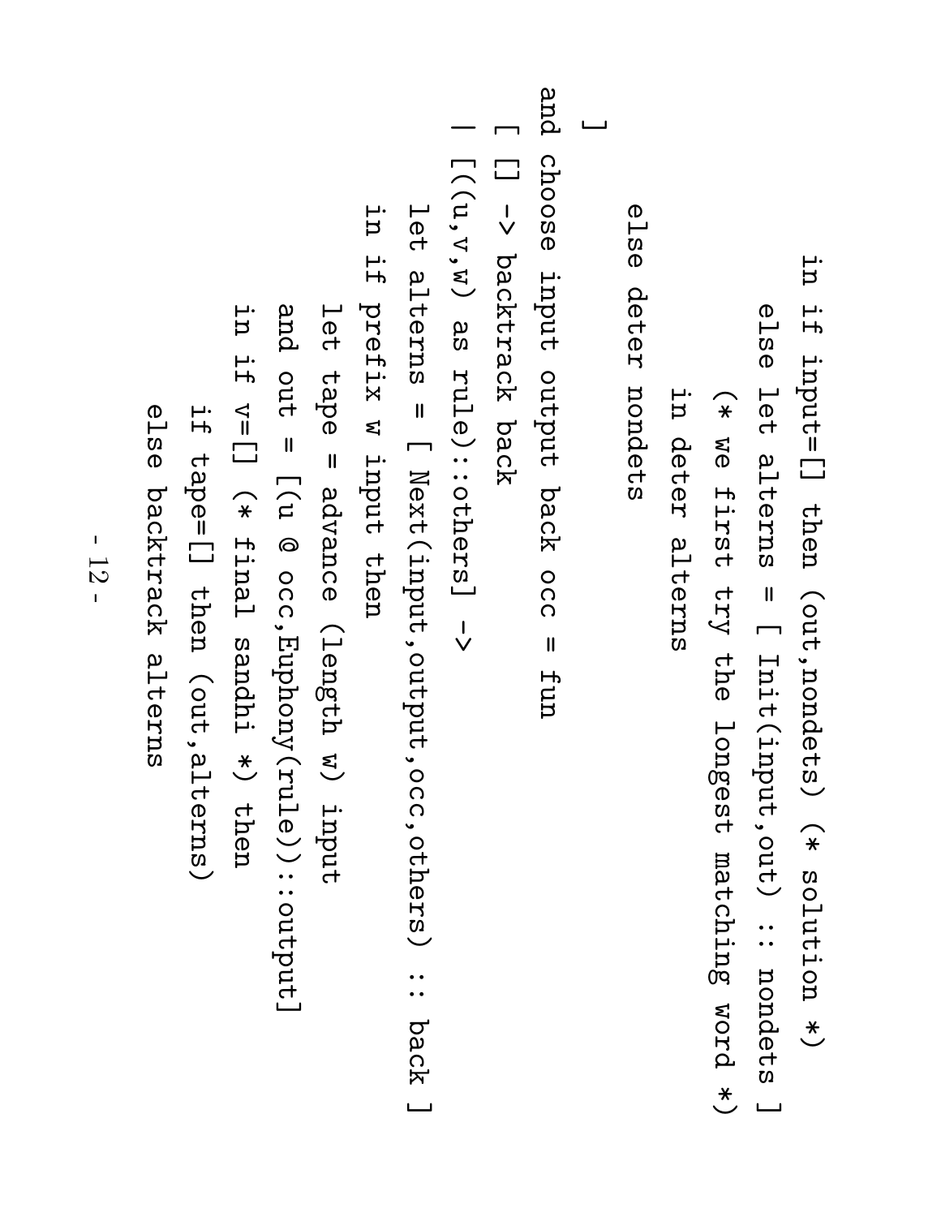```
      in if input=[] then (out,nondets) (* solution *)
         else let alterns = [ Init(input,out) :: nondets ]
              (* we first try the longest matching word *)
              in deter alterns
   else deter nondets
  ]
and choose input output back occ = fun
  [ [] -> backtrack back
  | [(u,v,w) as rule)::others] ->
    let alterns = [ Next(input,output,occ,others) :: back ]
    in if prefix w input then
       let tape = advance (length w) input
       and out = [(u @ occ,Euphony(rule))::output]
       in if v=[] (* final sandhi *) then
             if tape=[] then (out,alterns)
             else backtrack alterns
```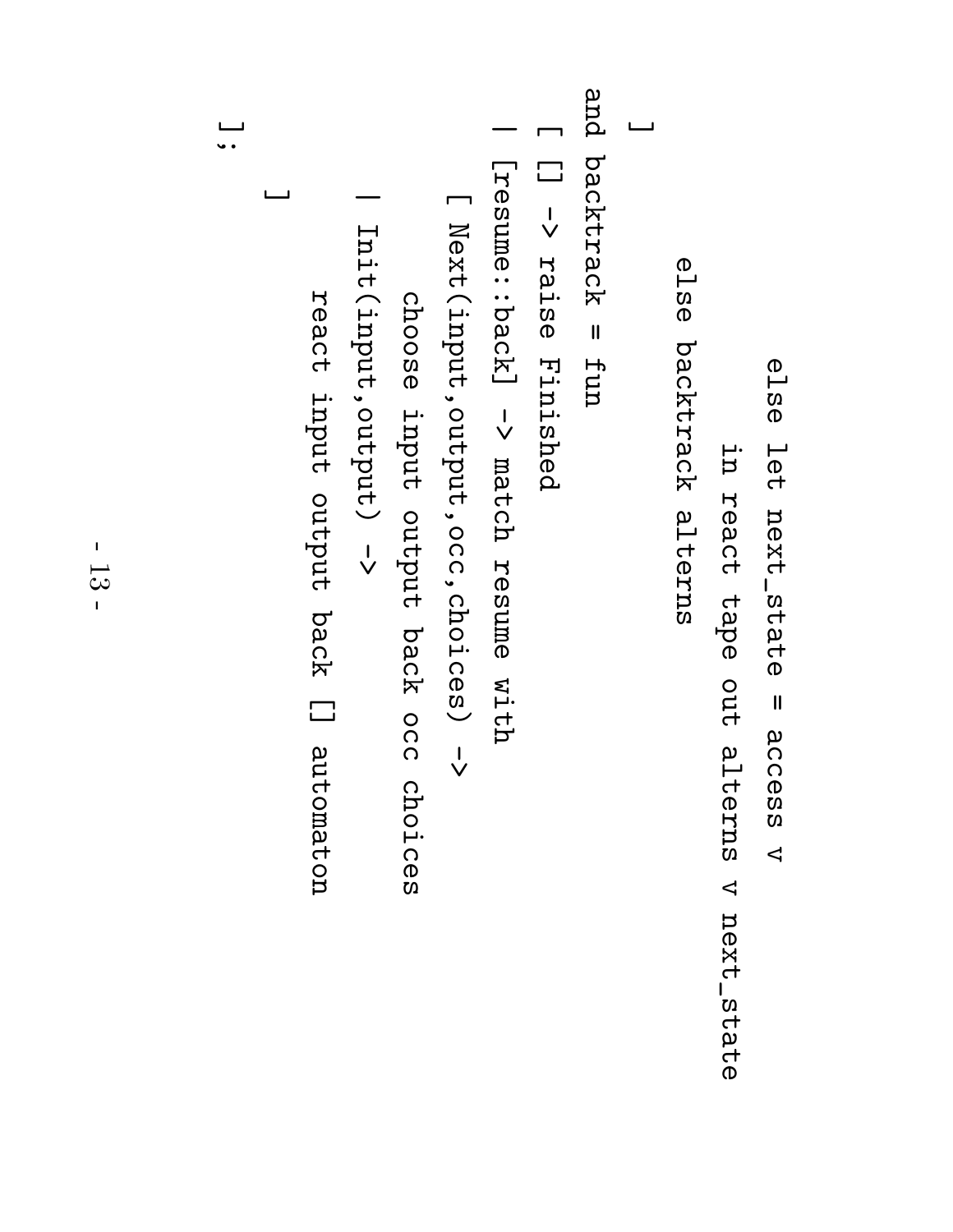```
                else let next_state = access v
                     in react tape out alterns v next_state
             else backtrack alterns
    ]
and backtrack = fun
    [ [] -> raise Finished
    | [resume::back] -> match resume with
        [ Next(input,output,occ,choices) ->
            choose input output back occ choices
        | Init(input,output) ->
            react input output back [] automaton
        ]
    ];
```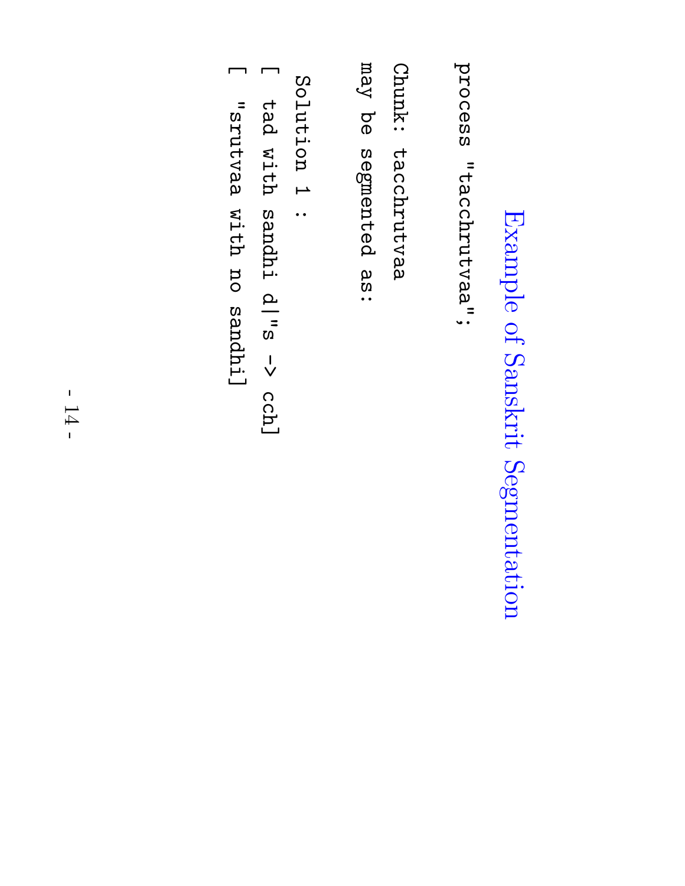# Example of Sanskrit Segmentation

```
process "tacchrutvaa";

Chunk: tacchrutvaa
may be segmented as:

 Solution 1 :
[ tad with sandhi d|"s -> cch]
[ "srutvaa with no sandhi]
```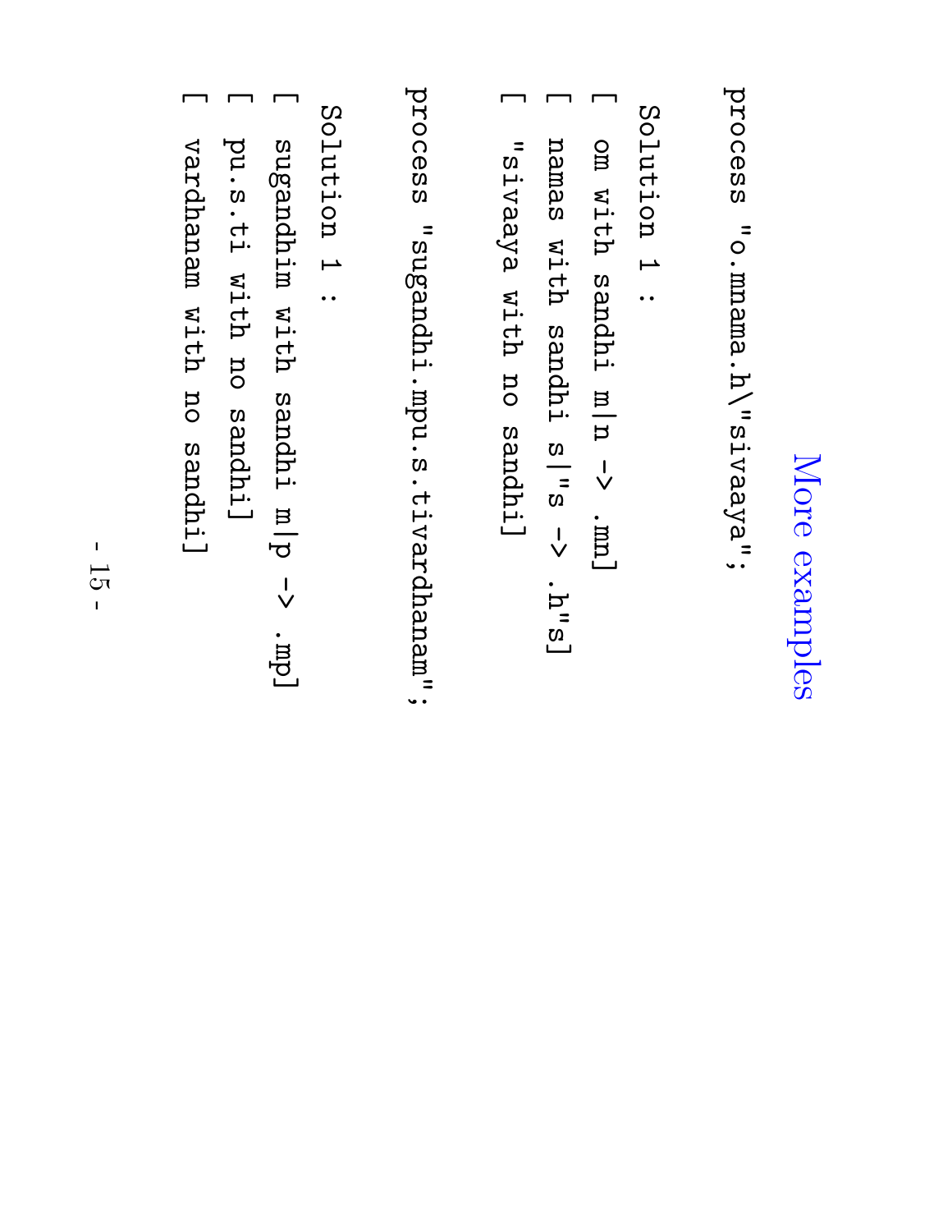# More examples

```
process "o.mnama.h\"sivaaya";

Solution 1 :
[ om with sandhi m|n -> .mn]
[ namas with sandhi s|"s -> .h"s]
[ "sivaaya with no sandhi]

process "sugandhi.mpu.s.tivardhanam";

Solution 1 :
[ sugandhim with sandhi m|p -> .mp]
[ pu.s.ti with no sandhi]
[ vardhanam with no sandhi]
```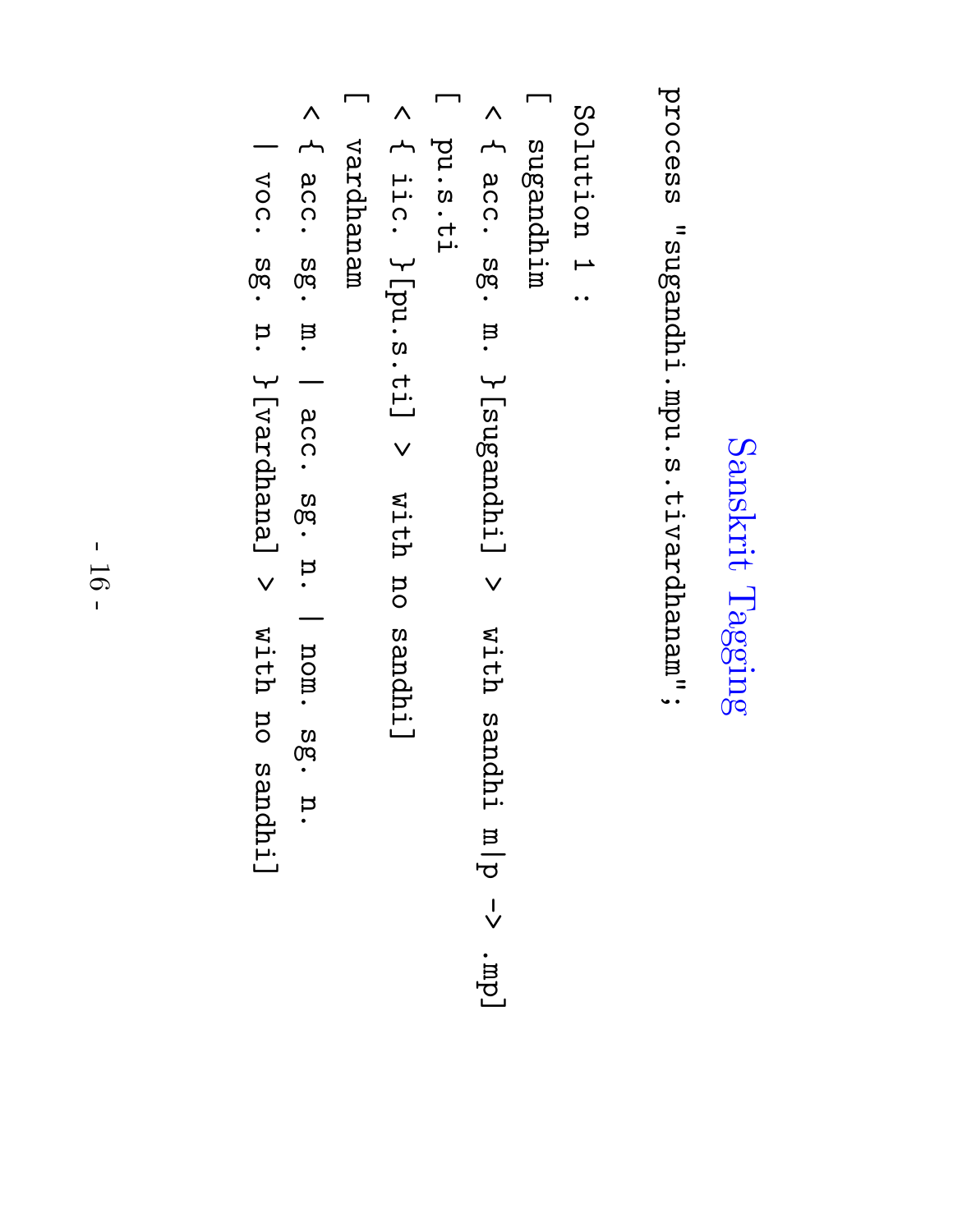## Sanskrit Tagging

```
process "sugandhi.mpu.s.tivardhanam";

Solution 1 :
[ sugandhim
 < { acc. sg. m. }[sugandhi] > with sandhi m|p -> .mp]
[ pu.s.ti
 < { iic. }[pu.s.ti] > with no sandhi]
[ vardhanam
 < { acc. sg. m. | acc. sg. n. | nom. sg. n.
   | voc. sg. n. }[vardhana] > with no sandhi]
```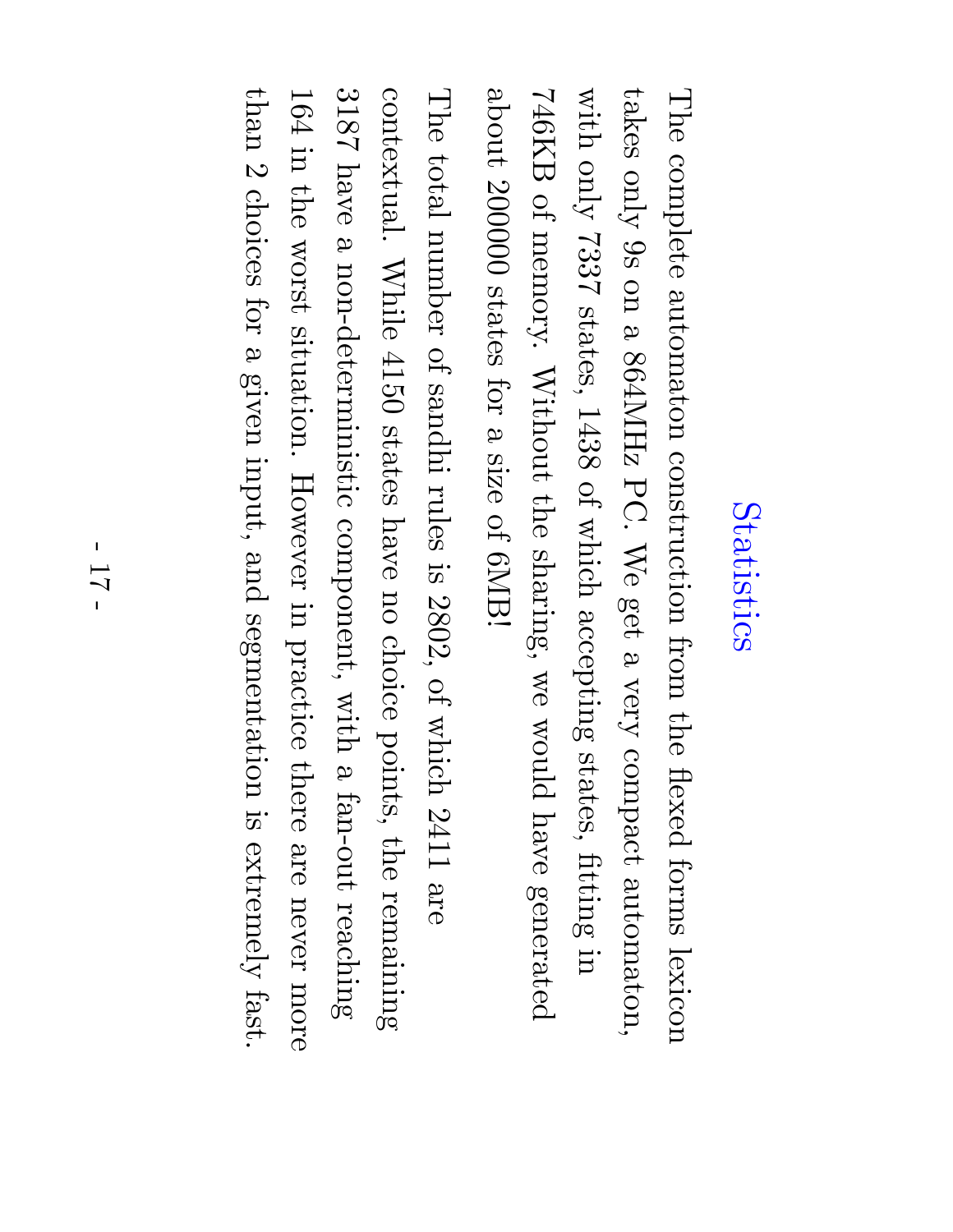# Statistics

The complete automaton construction from the flexed forms lexicon takes only 9s on a 864MHz PC. We get a very compact automaton, with only 7337 states, 1438 of which accepting states, fitting in 746KB of memory. Without the sharing, we would have generated about 200000 states for a size of 6MB!

The total number of sandhi rules is 2802, of which 2411 are contextual. While 4150 states have no choice points, the remaining 3187 have a non-deterministic component, with a fan-out reaching 164 in the worst situation. However in practice there are never more than 2 choices for a given input, and segmentation is extremely fast.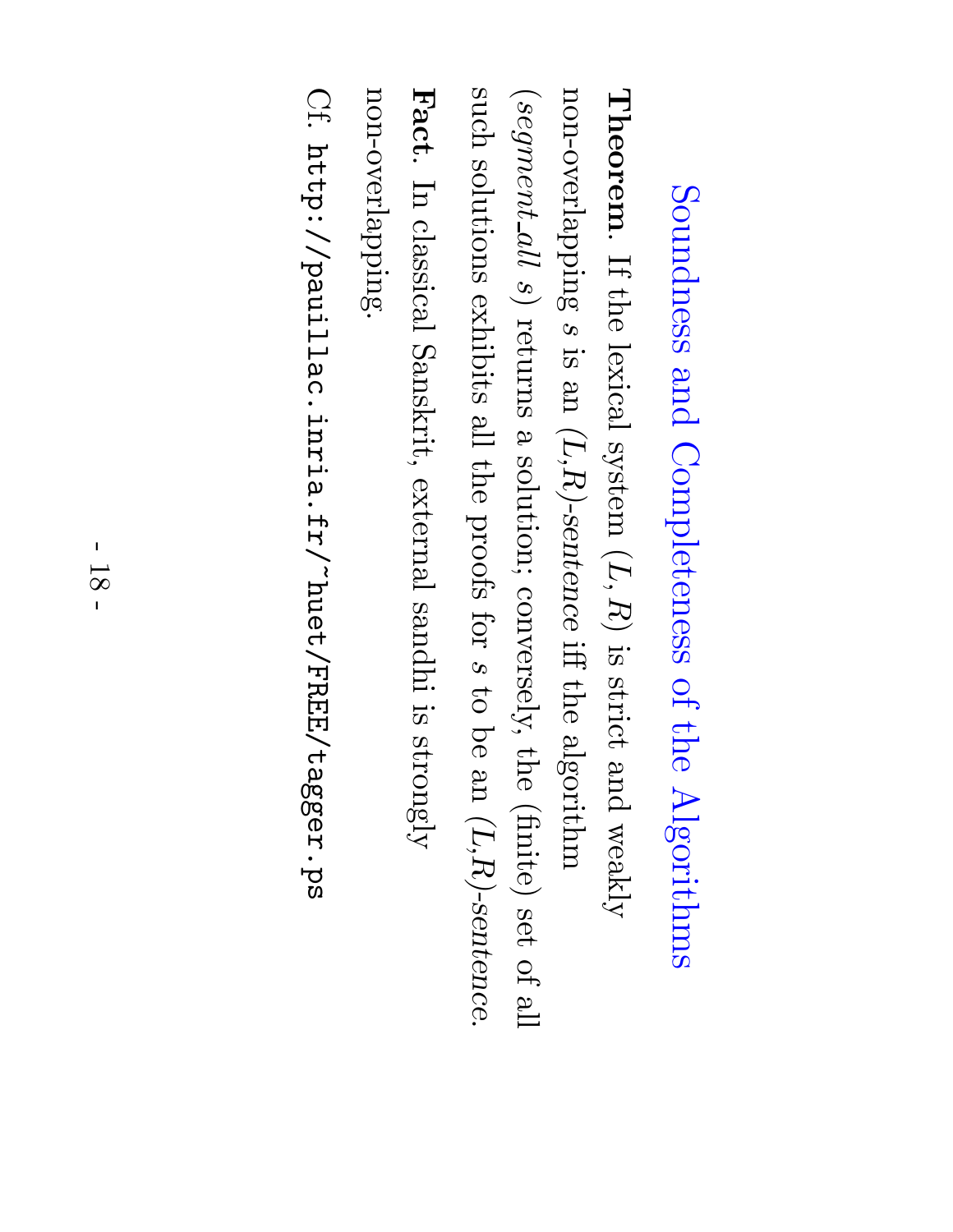# Soundness and Completeness of the Algorithms

**Theorem**. If the lexical system $(L, R)$ is strict and weakly non-overlapping $s$ is an *(L,R)-sentence* iff the algorithm (*segment_all s*) returns a solution; conversely, the (finite) set of all such solutions exhibits all the proofs for $s$ to be an *(L,R)-sentence*.

**Fact**. In classical Sanskrit, external sandhi is strongly non-overlapping.

Cf. `http://pauillac.inria.fr/~huet/FREE/tagger.ps`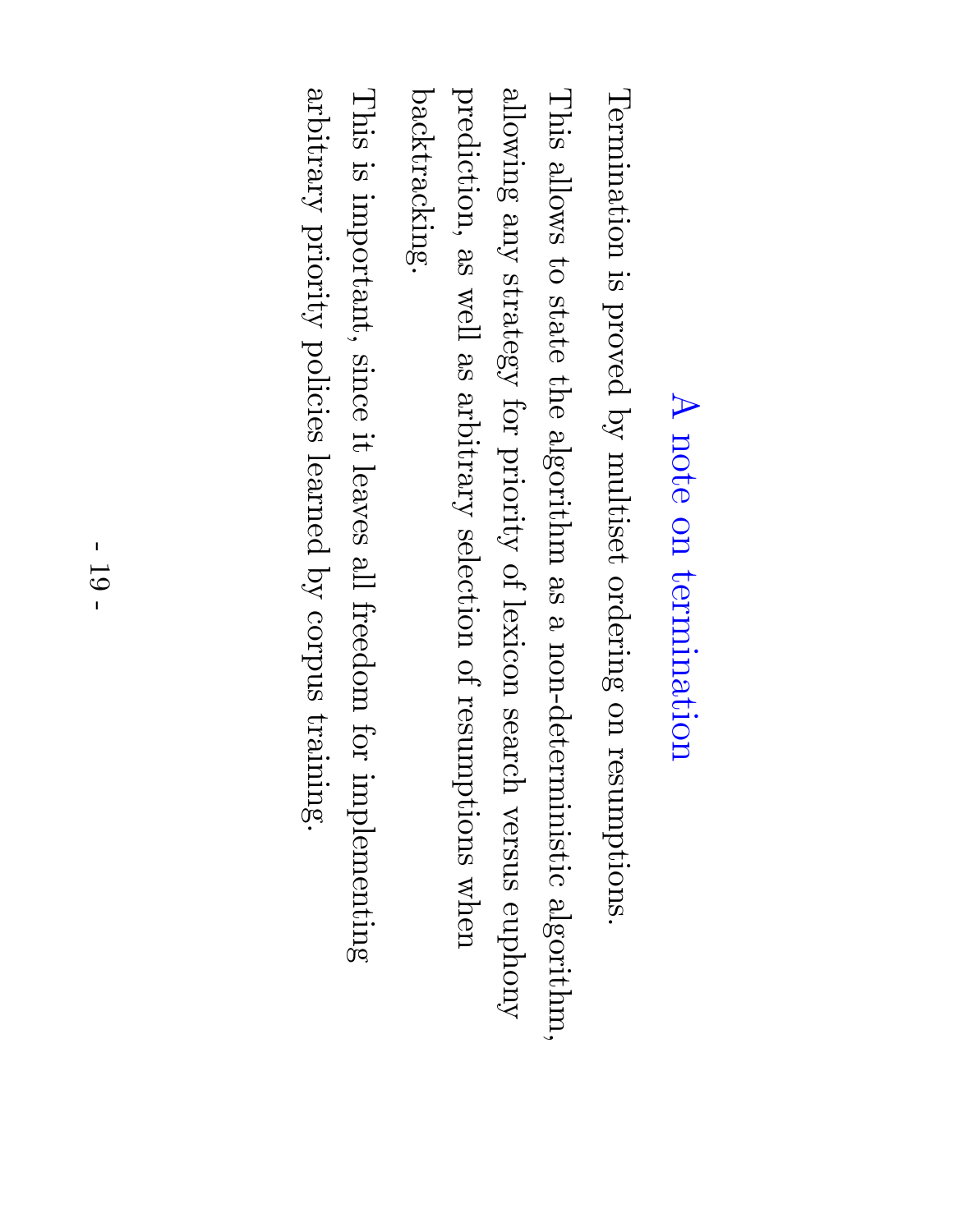## A note on termination

Termination is proved by multiset ordering on resumptions.

This allows to state the algorithm as a non-deterministic algorithm, allowing any strategy for priority of lexicon search versus euphony prediction, as well as arbitrary selection of resumptions when backtracking.

This is important, since it leaves all freedom for implementing arbitrary priority policies learned by corpus training.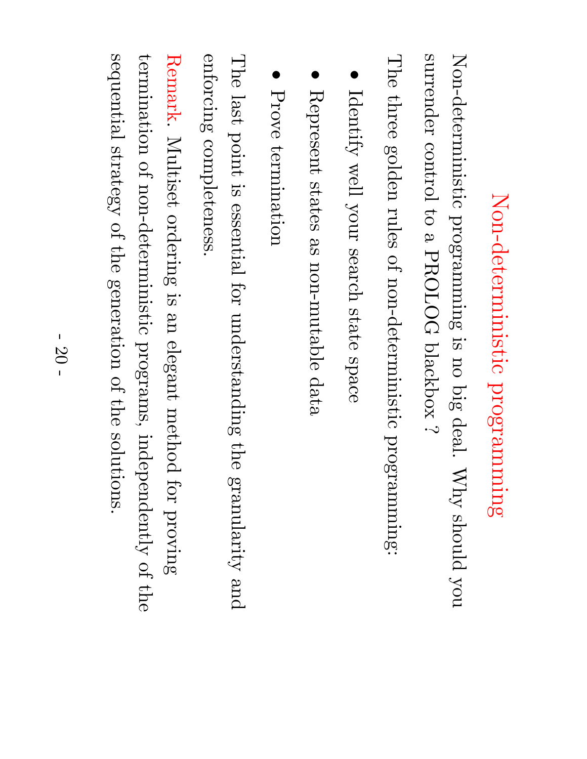# Non-deterministic programming

Non-deterministic programming is no big deal. Why should you surrender control to a PROLOG blackbox ?

The three golden rules of non-deterministic programming:

- Identify well your search state space
- Represent states as non-mutable data
- Prove termination

The last point is essential for understanding the granularity and enforcing completeness.

Remark. Multiset ordering is an elegant method for proving termination of non-deterministic programs, independently of the sequential strategy of the generation of the solutions.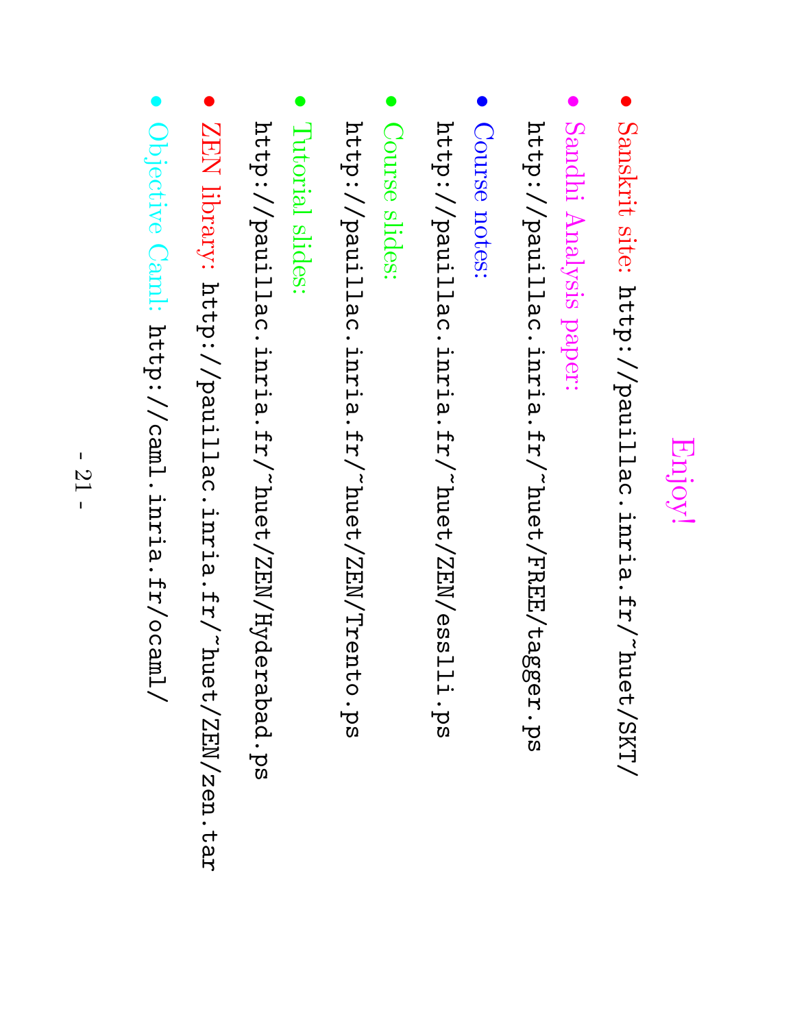# Enjoy!

- Sanskrit site: http://pauillac.inria.fr/~huet/SKT/
- Sandhi Analysis paper: http://pauillac.inria.fr/~huet/FREE/tagger.ps
- Course notes: http://pauillac.inria.fr/~huet/ZEN/esslli.ps
- Course slides: http://pauillac.inria.fr/~huet/ZEN/Trento.ps
- Tutorial slides: http://pauillac.inria.fr/~huet/ZEN/Hyderabad.ps
- ZEN library: http://pauillac.inria.fr/~huet/ZEN/zen.tar
- Objective Caml: http://caml.inria.fr/ocaml/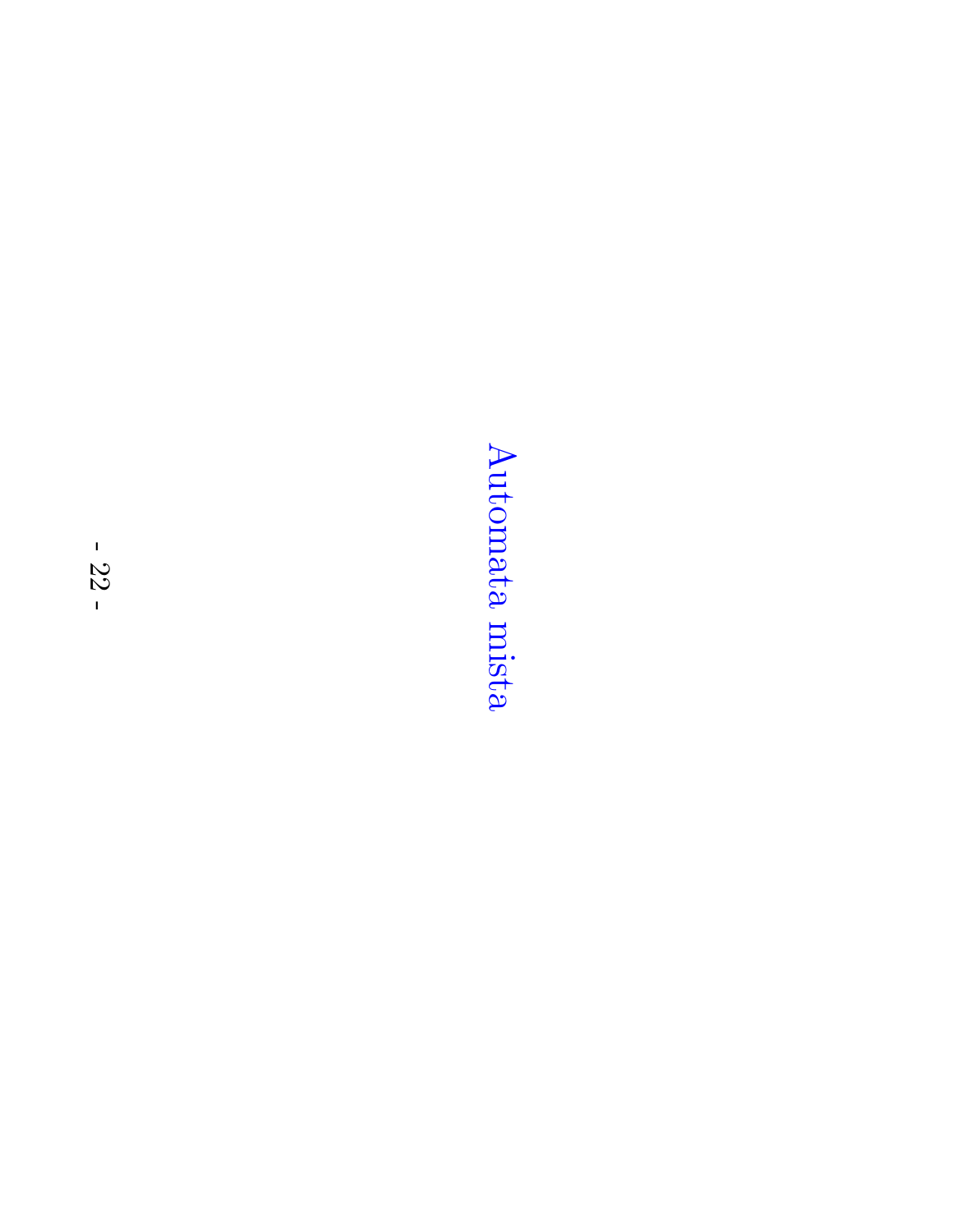# Automata mista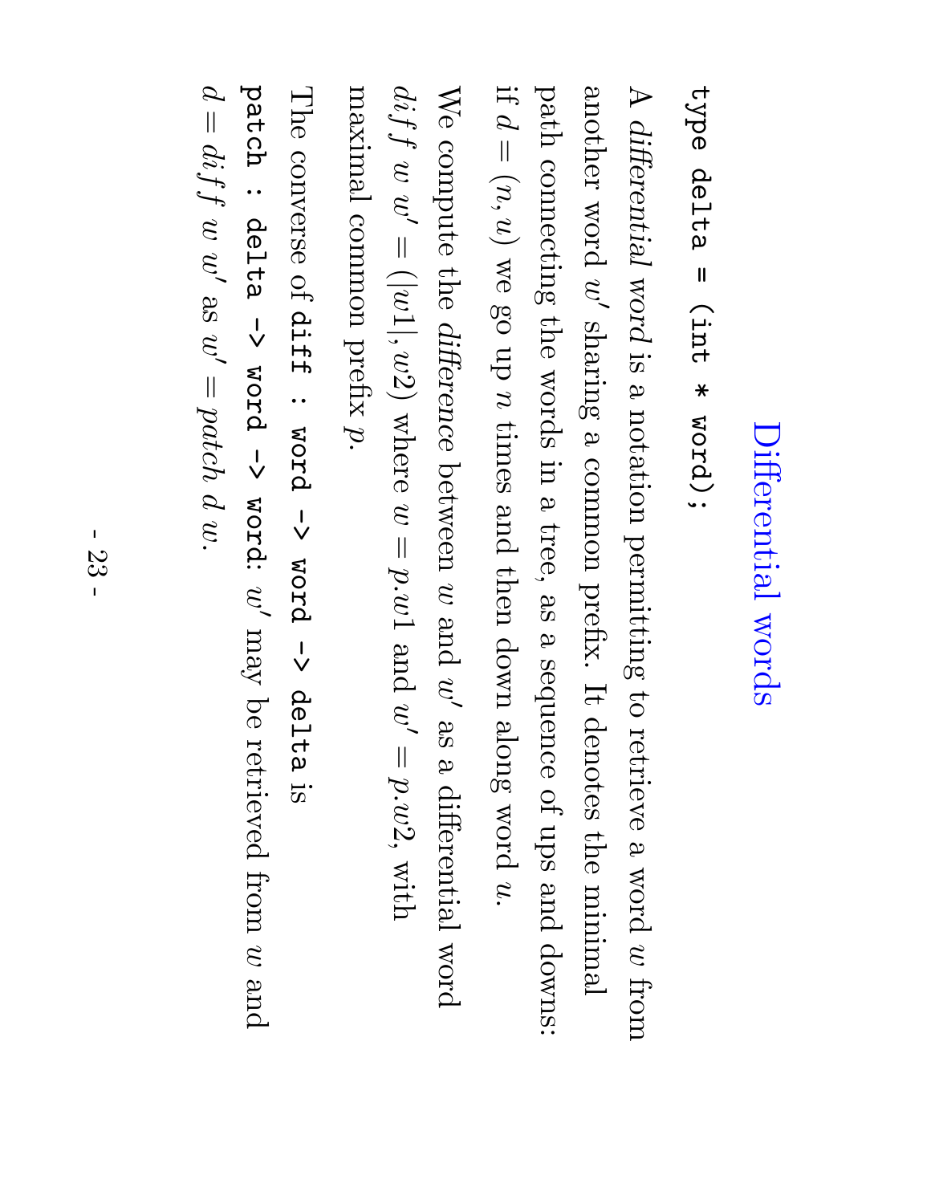# Differential words

```
type delta = (int * word);
```

A *differential word* is a notation permitting to retrieve a word $w$ from another word $w'$ sharing a common prefix. It denotes the minimal path connecting the words in a tree, as a sequence of ups and downs: if $d = (n, u)$ we go up $n$ times and then down along word $u$.

We compute the *difference* between $w$ and $w'$ as a differential word $diff\ w\ w' = (|w1|, w2)$ where $w = p.w1$ and $w' = p.w2$, with maximal common prefix $p$.

The converse of `diff : word -> word -> delta` is `patch : delta -> word -> word`: $w'$ may be retrieved from $w$ and $d = diff\ w\ w'$ as $w' = patch\ d\ w$.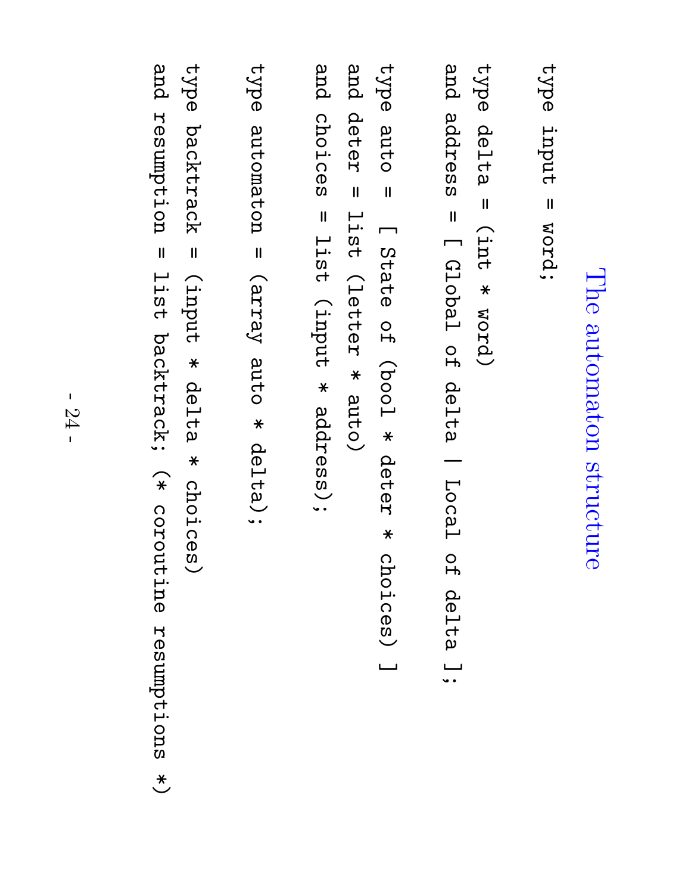# The automaton structure

```
type input = word;

type delta = (int * word)
and address = [ Global of delta | Local of delta ];

type auto =  [ State of (bool * deter * choices) ]
and deter = list (letter * auto)
and choices = list (input * address);

type automaton = (array auto * delta);

type backtrack = (input * delta * choices)
and resumption = list backtrack; (* coroutine resumptions *)
```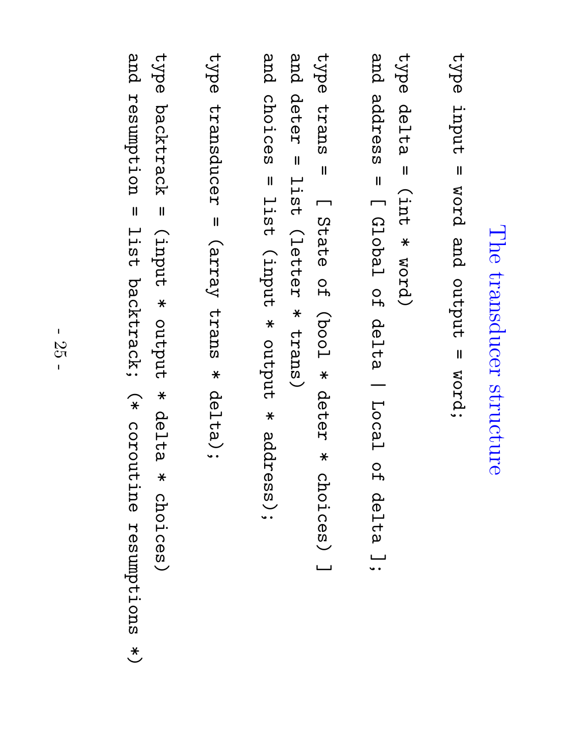# The transducer structure

```
type input = word and output = word;

type delta = (int * word)
and address = [ Global of delta | Local of delta ];

type trans = [ State of (bool * deter * choices) ]
and deter = list (letter * trans)
and choices = list (input * output * address);

type transducer = (array trans * delta);

type backtrack = (input * output * delta * choices)
and resumption = list backtrack; (* coroutine resumptions *)
```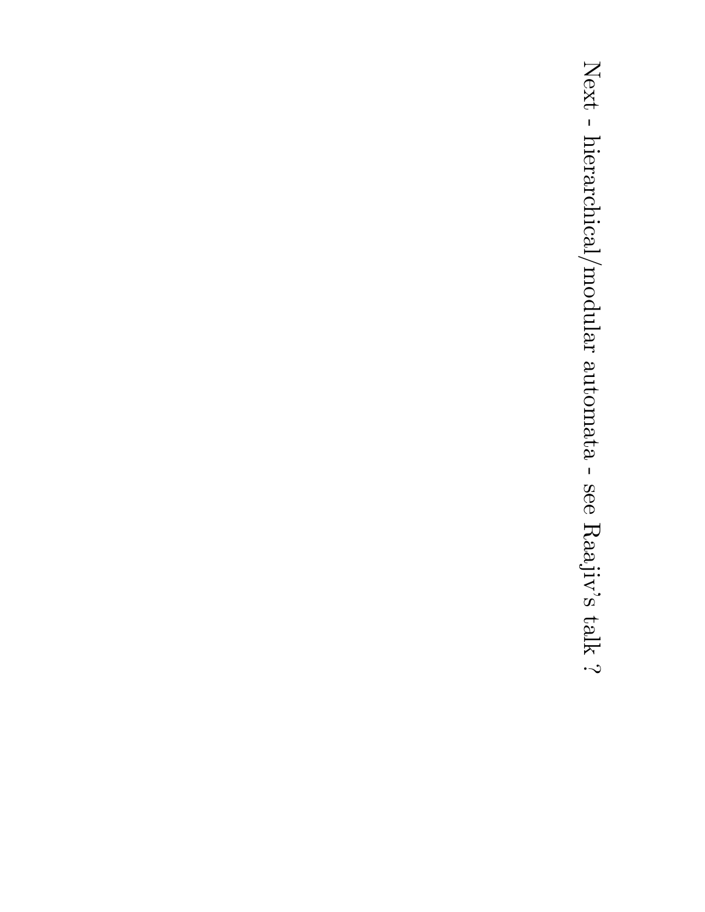Next - hierarchical/modular automata - see Raajiv's talk ?